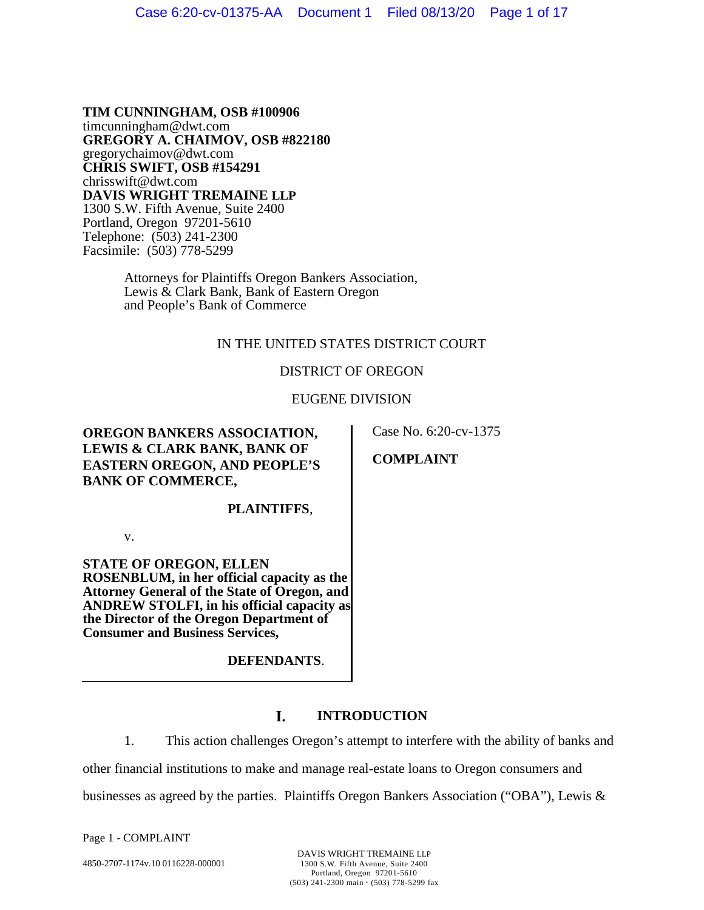**TIM CUNNINGHAM, OSB #100906**
timcunningham@dwt.com
**GREGORY A. CHAIMOV, OSB #822180**
gregorychaimov@dwt.com
**CHRIS SWIFT, OSB #154291**
chrisswift@dwt.com
**DAVIS WRIGHT TREMAINE LLP**
1300 S.W. Fifth Avenue, Suite 2400
Portland, Oregon 97201-5610
Telephone: (503) 241-2300
Facsimile: (503) 778-5299

Attorneys for Plaintiffs Oregon Bankers Association, Lewis & Clark Bank, Bank of Eastern Oregon and People's Bank of Commerce

IN THE UNITED STATES DISTRICT COURT

DISTRICT OF OREGON

EUGENE DIVISION

**OREGON BANKERS ASSOCIATION, LEWIS & CLARK BANK, BANK OF EASTERN OREGON, AND PEOPLE'S BANK OF COMMERCE,**

**PLAINTIFFS**,

v.

**STATE OF OREGON, ELLEN ROSENBLUM, in her official capacity as the Attorney General of the State of Oregon, and ANDREW STOLFI, in his official capacity as the Director of the Oregon Department of Consumer and Business Services,**

**DEFENDANTS**.

Case No. 6:20-cv-1375

**COMPLAINT**

## I. INTRODUCTION

1. This action challenges Oregon's attempt to interfere with the ability of banks and other financial institutions to make and manage real-estate loans to Oregon consumers and businesses as agreed by the parties. Plaintiffs Oregon Bankers Association ("OBA"), Lewis &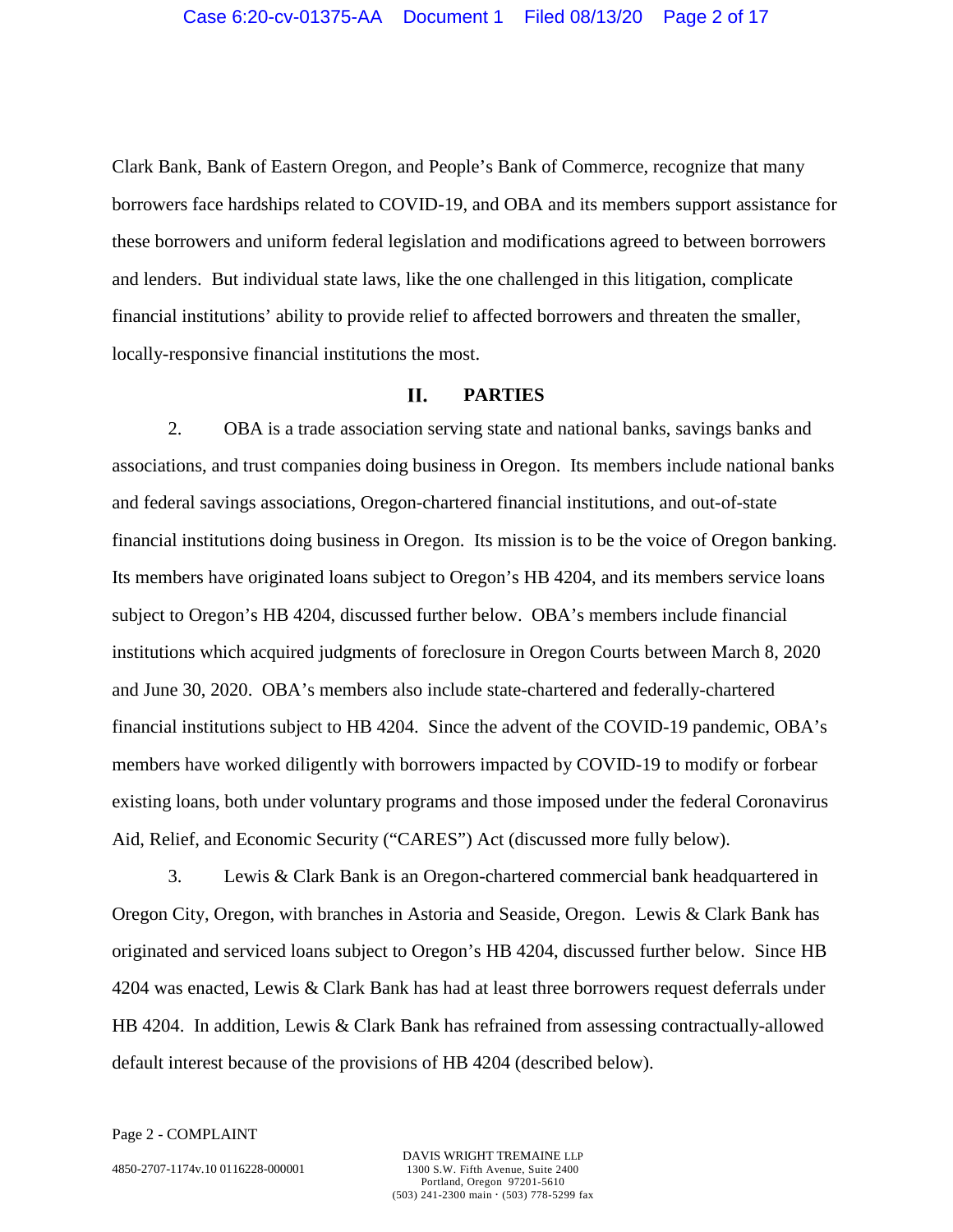Clark Bank, Bank of Eastern Oregon, and People's Bank of Commerce, recognize that many borrowers face hardships related to COVID-19, and OBA and its members support assistance for these borrowers and uniform federal legislation and modifications agreed to between borrowers and lenders. But individual state laws, like the one challenged in this litigation, complicate financial institutions' ability to provide relief to affected borrowers and threaten the smaller, locally-responsive financial institutions the most.

## II. PARTIES

2. OBA is a trade association serving state and national banks, savings banks and associations, and trust companies doing business in Oregon. Its members include national banks and federal savings associations, Oregon-chartered financial institutions, and out-of-state financial institutions doing business in Oregon. Its mission is to be the voice of Oregon banking. Its members have originated loans subject to Oregon's HB 4204, and its members service loans subject to Oregon's HB 4204, discussed further below. OBA's members include financial institutions which acquired judgments of foreclosure in Oregon Courts between March 8, 2020 and June 30, 2020. OBA's members also include state-chartered and federally-chartered financial institutions subject to HB 4204. Since the advent of the COVID-19 pandemic, OBA's members have worked diligently with borrowers impacted by COVID-19 to modify or forbear existing loans, both under voluntary programs and those imposed under the federal Coronavirus Aid, Relief, and Economic Security ("CARES") Act (discussed more fully below).

3. Lewis & Clark Bank is an Oregon-chartered commercial bank headquartered in Oregon City, Oregon, with branches in Astoria and Seaside, Oregon. Lewis & Clark Bank has originated and serviced loans subject to Oregon's HB 4204, discussed further below. Since HB 4204 was enacted, Lewis & Clark Bank has had at least three borrowers request deferrals under HB 4204. In addition, Lewis & Clark Bank has refrained from assessing contractually-allowed default interest because of the provisions of HB 4204 (described below).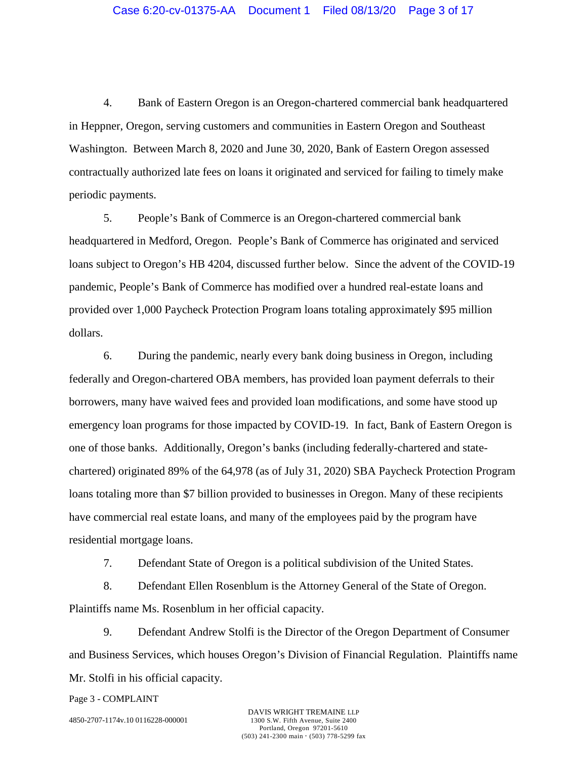4. Bank of Eastern Oregon is an Oregon-chartered commercial bank headquartered in Heppner, Oregon, serving customers and communities in Eastern Oregon and Southeast Washington. Between March 8, 2020 and June 30, 2020, Bank of Eastern Oregon assessed contractually authorized late fees on loans it originated and serviced for failing to timely make periodic payments.

5. People's Bank of Commerce is an Oregon-chartered commercial bank headquartered in Medford, Oregon. People's Bank of Commerce has originated and serviced loans subject to Oregon's HB 4204, discussed further below. Since the advent of the COVID-19 pandemic, People's Bank of Commerce has modified over a hundred real-estate loans and provided over 1,000 Paycheck Protection Program loans totaling approximately $95 million dollars.

6. During the pandemic, nearly every bank doing business in Oregon, including federally and Oregon-chartered OBA members, has provided loan payment deferrals to their borrowers, many have waived fees and provided loan modifications, and some have stood up emergency loan programs for those impacted by COVID-19. In fact, Bank of Eastern Oregon is one of those banks. Additionally, Oregon's banks (including federally-chartered and state-chartered) originated 89% of the 64,978 (as of July 31, 2020) SBA Paycheck Protection Program loans totaling more than $7 billion provided to businesses in Oregon. Many of these recipients have commercial real estate loans, and many of the employees paid by the program have residential mortgage loans.

7. Defendant State of Oregon is a political subdivision of the United States.

8. Defendant Ellen Rosenblum is the Attorney General of the State of Oregon. Plaintiffs name Ms. Rosenblum in her official capacity.

9. Defendant Andrew Stolfi is the Director of the Oregon Department of Consumer and Business Services, which houses Oregon's Division of Financial Regulation. Plaintiffs name Mr. Stolfi in his official capacity.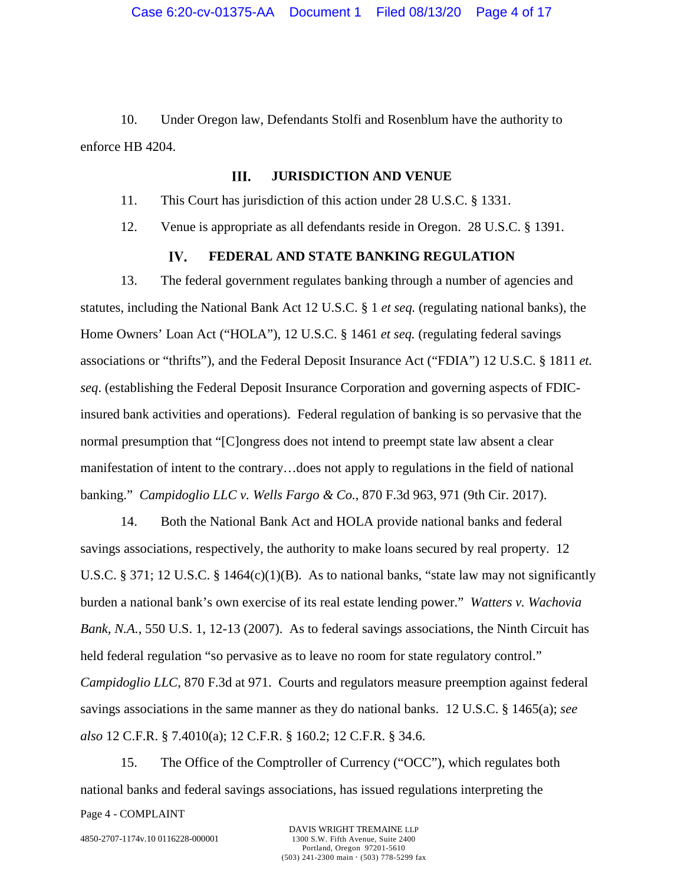10. Under Oregon law, Defendants Stolfi and Rosenblum have the authority to enforce HB 4204.

## III. JURISDICTION AND VENUE

11. This Court has jurisdiction of this action under 28 U.S.C. § 1331.

12. Venue is appropriate as all defendants reside in Oregon. 28 U.S.C. § 1391.

## IV. FEDERAL AND STATE BANKING REGULATION

13. The federal government regulates banking through a number of agencies and statutes, including the National Bank Act 12 U.S.C. § 1 *et seq.* (regulating national banks), the Home Owners' Loan Act ("HOLA"), 12 U.S.C. § 1461 *et seq.* (regulating federal savings associations or "thrifts"), and the Federal Deposit Insurance Act ("FDIA") 12 U.S.C. § 1811 *et. seq*. (establishing the Federal Deposit Insurance Corporation and governing aspects of FDIC-insured bank activities and operations). Federal regulation of banking is so pervasive that the normal presumption that "[C]ongress does not intend to preempt state law absent a clear manifestation of intent to the contrary…does not apply to regulations in the field of national banking." *Campidoglio LLC v. Wells Fargo & Co.*, 870 F.3d 963, 971 (9th Cir. 2017).

14. Both the National Bank Act and HOLA provide national banks and federal savings associations, respectively, the authority to make loans secured by real property. 12 U.S.C. § 371; 12 U.S.C. § 1464(c)(1)(B). As to national banks, "state law may not significantly burden a national bank's own exercise of its real estate lending power." *Watters v. Wachovia Bank, N.A.*, 550 U.S. 1, 12-13 (2007). As to federal savings associations, the Ninth Circuit has held federal regulation "so pervasive as to leave no room for state regulatory control." *Campidoglio LLC*, 870 F.3d at 971. Courts and regulators measure preemption against federal savings associations in the same manner as they do national banks. 12 U.S.C. § 1465(a); *see also* 12 C.F.R. § 7.4010(a); 12 C.F.R. § 160.2; 12 C.F.R. § 34.6.

15. The Office of the Comptroller of Currency ("OCC"), which regulates both national banks and federal savings associations, has issued regulations interpreting the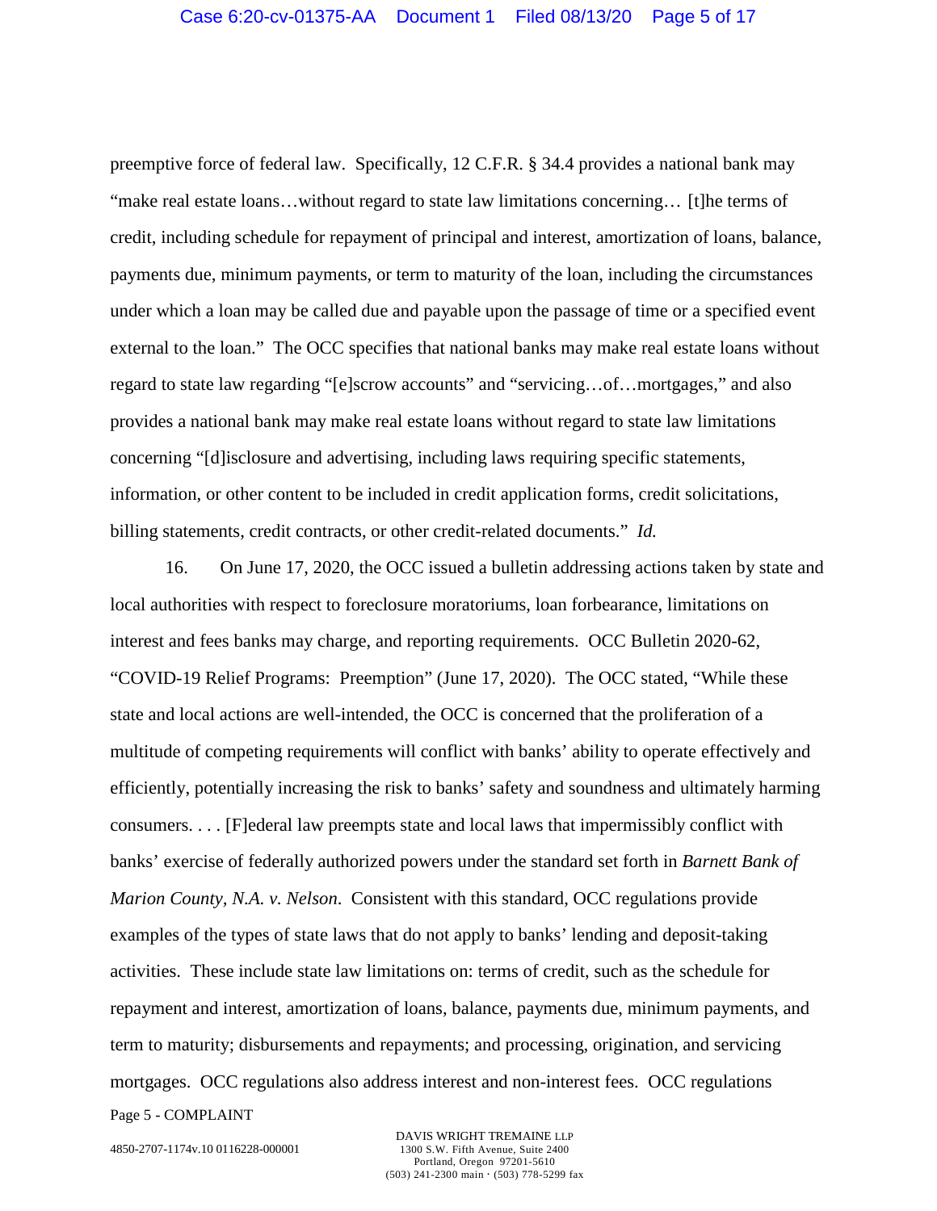preemptive force of federal law. Specifically, 12 C.F.R. § 34.4 provides a national bank may "make real estate loans…without regard to state law limitations concerning… [t]he terms of credit, including schedule for repayment of principal and interest, amortization of loans, balance, payments due, minimum payments, or term to maturity of the loan, including the circumstances under which a loan may be called due and payable upon the passage of time or a specified event external to the loan." The OCC specifies that national banks may make real estate loans without regard to state law regarding "[e]scrow accounts" and "servicing…of…mortgages," and also provides a national bank may make real estate loans without regard to state law limitations concerning "[d]isclosure and advertising, including laws requiring specific statements, information, or other content to be included in credit application forms, credit solicitations, billing statements, credit contracts, or other credit-related documents." *Id.*

16. On June 17, 2020, the OCC issued a bulletin addressing actions taken by state and local authorities with respect to foreclosure moratoriums, loan forbearance, limitations on interest and fees banks may charge, and reporting requirements. OCC Bulletin 2020-62, "COVID-19 Relief Programs: Preemption" (June 17, 2020). The OCC stated, "While these state and local actions are well-intended, the OCC is concerned that the proliferation of a multitude of competing requirements will conflict with banks' ability to operate effectively and efficiently, potentially increasing the risk to banks' safety and soundness and ultimately harming consumers. . . . [F]ederal law preempts state and local laws that impermissibly conflict with banks' exercise of federally authorized powers under the standard set forth in *Barnett Bank of Marion County, N.A. v. Nelson*. Consistent with this standard, OCC regulations provide examples of the types of state laws that do not apply to banks' lending and deposit-taking activities. These include state law limitations on: terms of credit, such as the schedule for repayment and interest, amortization of loans, balance, payments due, minimum payments, and term to maturity; disbursements and repayments; and processing, origination, and servicing mortgages. OCC regulations also address interest and non-interest fees. OCC regulations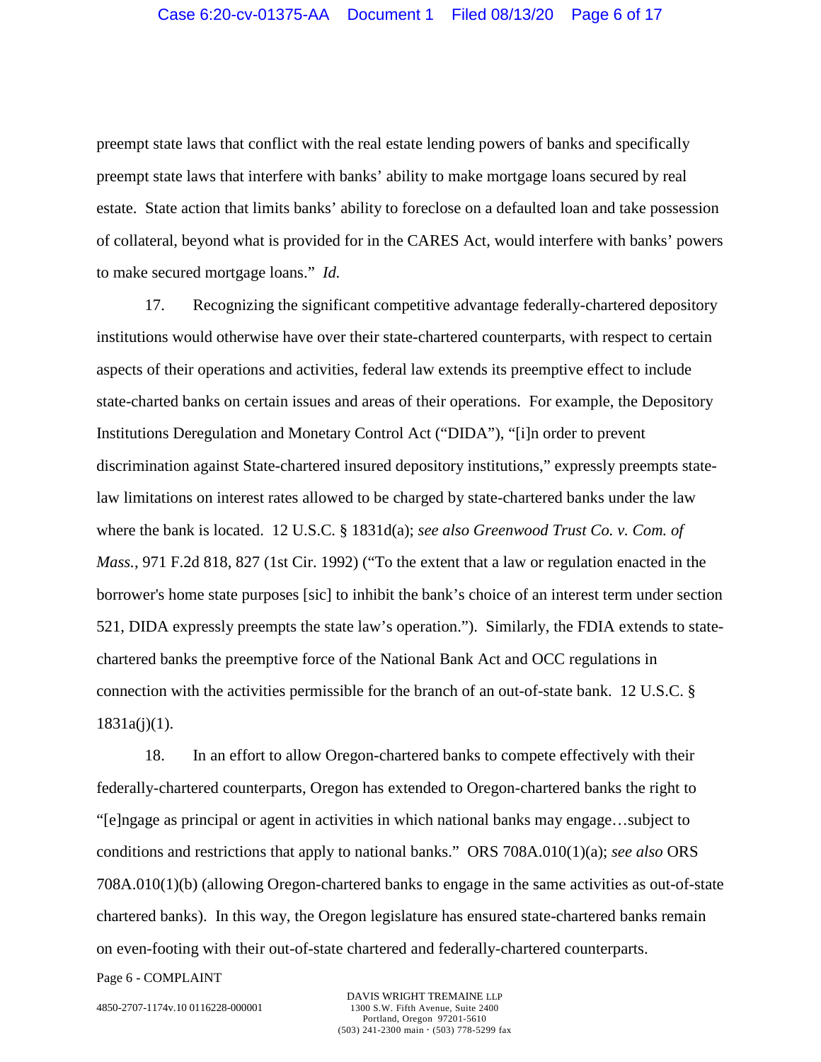preempt state laws that conflict with the real estate lending powers of banks and specifically preempt state laws that interfere with banks' ability to make mortgage loans secured by real estate. State action that limits banks' ability to foreclose on a defaulted loan and take possession of collateral, beyond what is provided for in the CARES Act, would interfere with banks' powers to make secured mortgage loans." *Id.*

17. Recognizing the significant competitive advantage federally-chartered depository institutions would otherwise have over their state-chartered counterparts, with respect to certain aspects of their operations and activities, federal law extends its preemptive effect to include state-charted banks on certain issues and areas of their operations. For example, the Depository Institutions Deregulation and Monetary Control Act ("DIDA"), "[i]n order to prevent discrimination against State-chartered insured depository institutions," expressly preempts state-law limitations on interest rates allowed to be charged by state-chartered banks under the law where the bank is located. 12 U.S.C. § 1831d(a); *see also Greenwood Trust Co. v. Com. of Mass.*, 971 F.2d 818, 827 (1st Cir. 1992) ("To the extent that a law or regulation enacted in the borrower's home state purposes [sic] to inhibit the bank's choice of an interest term under section 521, DIDA expressly preempts the state law's operation."). Similarly, the FDIA extends to state-chartered banks the preemptive force of the National Bank Act and OCC regulations in connection with the activities permissible for the branch of an out-of-state bank. 12 U.S.C. § 1831a(j)(1).

18. In an effort to allow Oregon-chartered banks to compete effectively with their federally-chartered counterparts, Oregon has extended to Oregon-chartered banks the right to "[e]ngage as principal or agent in activities in which national banks may engage…subject to conditions and restrictions that apply to national banks." ORS 708A.010(1)(a); *see also* ORS 708A.010(1)(b) (allowing Oregon-chartered banks to engage in the same activities as out-of-state chartered banks). In this way, the Oregon legislature has ensured state-chartered banks remain on even-footing with their out-of-state chartered and federally-chartered counterparts.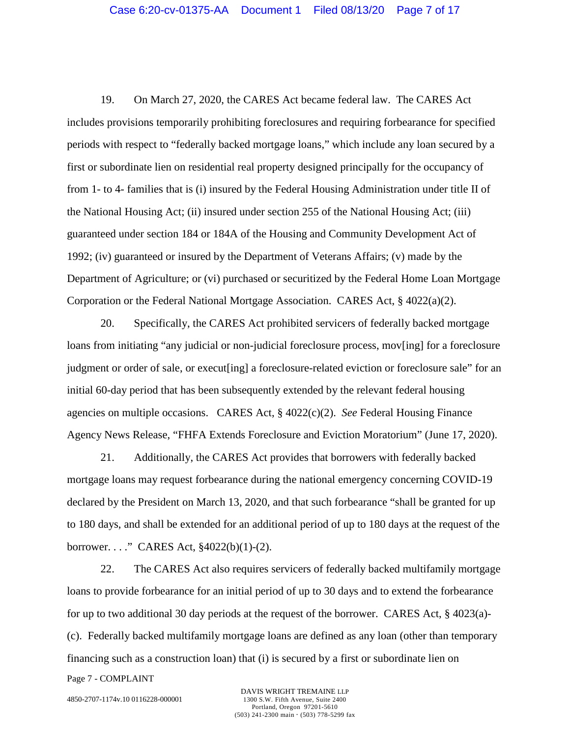19. On March 27, 2020, the CARES Act became federal law. The CARES Act includes provisions temporarily prohibiting foreclosures and requiring forbearance for specified periods with respect to "federally backed mortgage loans," which include any loan secured by a first or subordinate lien on residential real property designed principally for the occupancy of from 1- to 4- families that is (i) insured by the Federal Housing Administration under title II of the National Housing Act; (ii) insured under section 255 of the National Housing Act; (iii) guaranteed under section 184 or 184A of the Housing and Community Development Act of 1992; (iv) guaranteed or insured by the Department of Veterans Affairs; (v) made by the Department of Agriculture; or (vi) purchased or securitized by the Federal Home Loan Mortgage Corporation or the Federal National Mortgage Association. CARES Act, § 4022(a)(2).

20. Specifically, the CARES Act prohibited servicers of federally backed mortgage loans from initiating "any judicial or non-judicial foreclosure process, mov[ing] for a foreclosure judgment or order of sale, or execut[ing] a foreclosure-related eviction or foreclosure sale" for an initial 60-day period that has been subsequently extended by the relevant federal housing agencies on multiple occasions. CARES Act, § 4022(c)(2). *See* Federal Housing Finance Agency News Release, "FHFA Extends Foreclosure and Eviction Moratorium" (June 17, 2020).

21. Additionally, the CARES Act provides that borrowers with federally backed mortgage loans may request forbearance during the national emergency concerning COVID-19 declared by the President on March 13, 2020, and that such forbearance "shall be granted for up to 180 days, and shall be extended for an additional period of up to 180 days at the request of the borrower. . . ." CARES Act, §4022(b)(1)-(2).

22. The CARES Act also requires servicers of federally backed multifamily mortgage loans to provide forbearance for an initial period of up to 30 days and to extend the forbearance for up to two additional 30 day periods at the request of the borrower. CARES Act, § 4023(a)-(c). Federally backed multifamily mortgage loans are defined as any loan (other than temporary financing such as a construction loan) that (i) is secured by a first or subordinate lien on

Page 7 - COMPLAINT

4850-2707-1174v.10 0116228-000001

DAVIS WRIGHT TREMAINE LLP
1300 S.W. Fifth Avenue, Suite 2400
Portland, Oregon 97201-5610
(503) 241-2300 main · (503) 778-5299 fax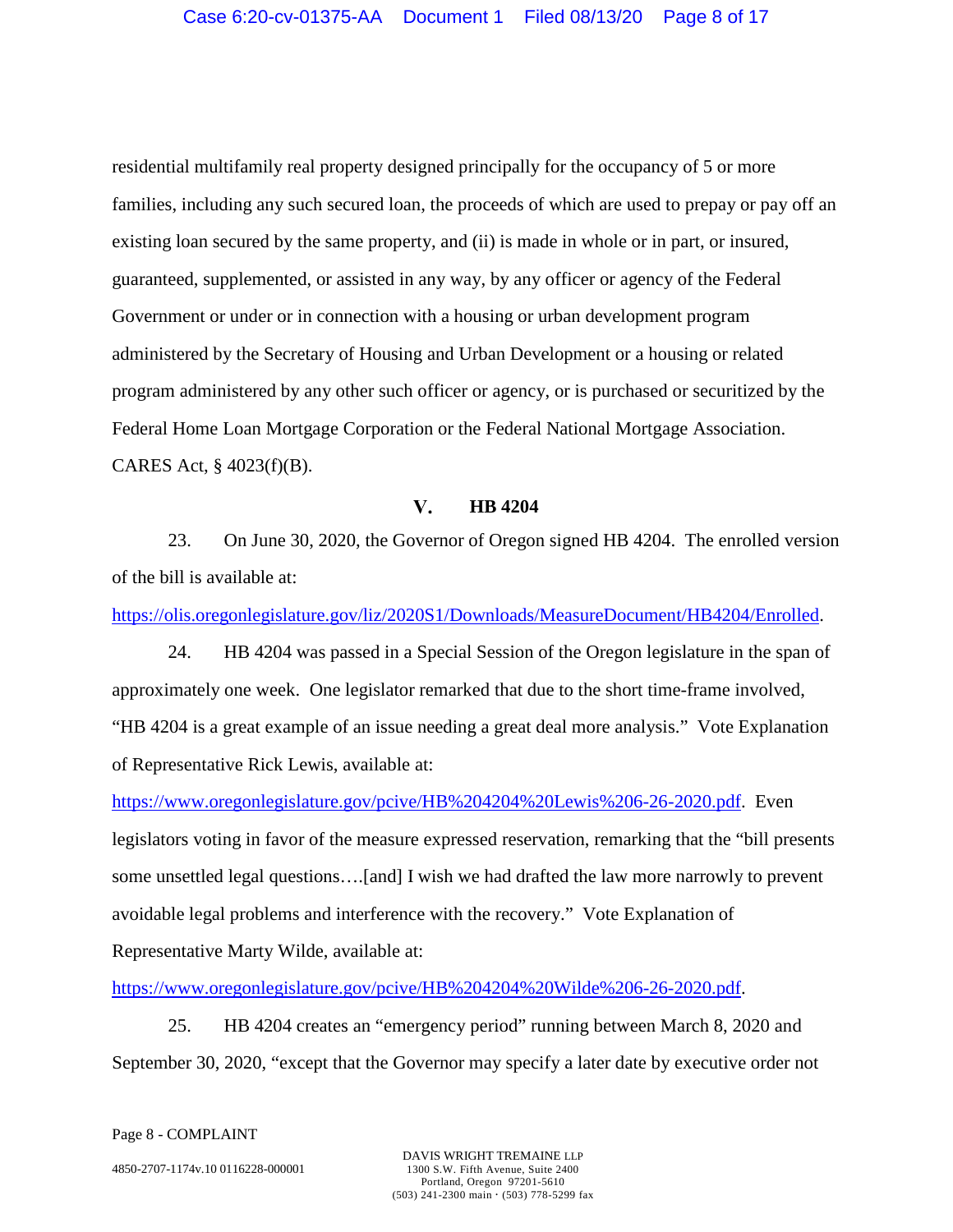residential multifamily real property designed principally for the occupancy of 5 or more families, including any such secured loan, the proceeds of which are used to prepay or pay off an existing loan secured by the same property, and (ii) is made in whole or in part, or insured, guaranteed, supplemented, or assisted in any way, by any officer or agency of the Federal Government or under or in connection with a housing or urban development program administered by the Secretary of Housing and Urban Development or a housing or related program administered by any other such officer or agency, or is purchased or securitized by the Federal Home Loan Mortgage Corporation or the Federal National Mortgage Association. CARES Act, § 4023(f)(B).

## V. HB 4204

23. On June 30, 2020, the Governor of Oregon signed HB 4204. The enrolled version of the bill is available at: https://olis.oregonlegislature.gov/liz/2020S1/Downloads/MeasureDocument/HB4204/Enrolled.

24. HB 4204 was passed in a Special Session of the Oregon legislature in the span of approximately one week. One legislator remarked that due to the short time-frame involved, "HB 4204 is a great example of an issue needing a great deal more analysis." Vote Explanation of Representative Rick Lewis, available at: https://www.oregonlegislature.gov/pcive/HB%204204%20Lewis%206-26-2020.pdf. Even legislators voting in favor of the measure expressed reservation, remarking that the "bill presents some unsettled legal questions….[and] I wish we had drafted the law more narrowly to prevent avoidable legal problems and interference with the recovery." Vote Explanation of Representative Marty Wilde, available at: https://www.oregonlegislature.gov/pcive/HB%204204%20Wilde%206-26-2020.pdf.

25. HB 4204 creates an "emergency period" running between March 8, 2020 and September 30, 2020, "except that the Governor may specify a later date by executive order not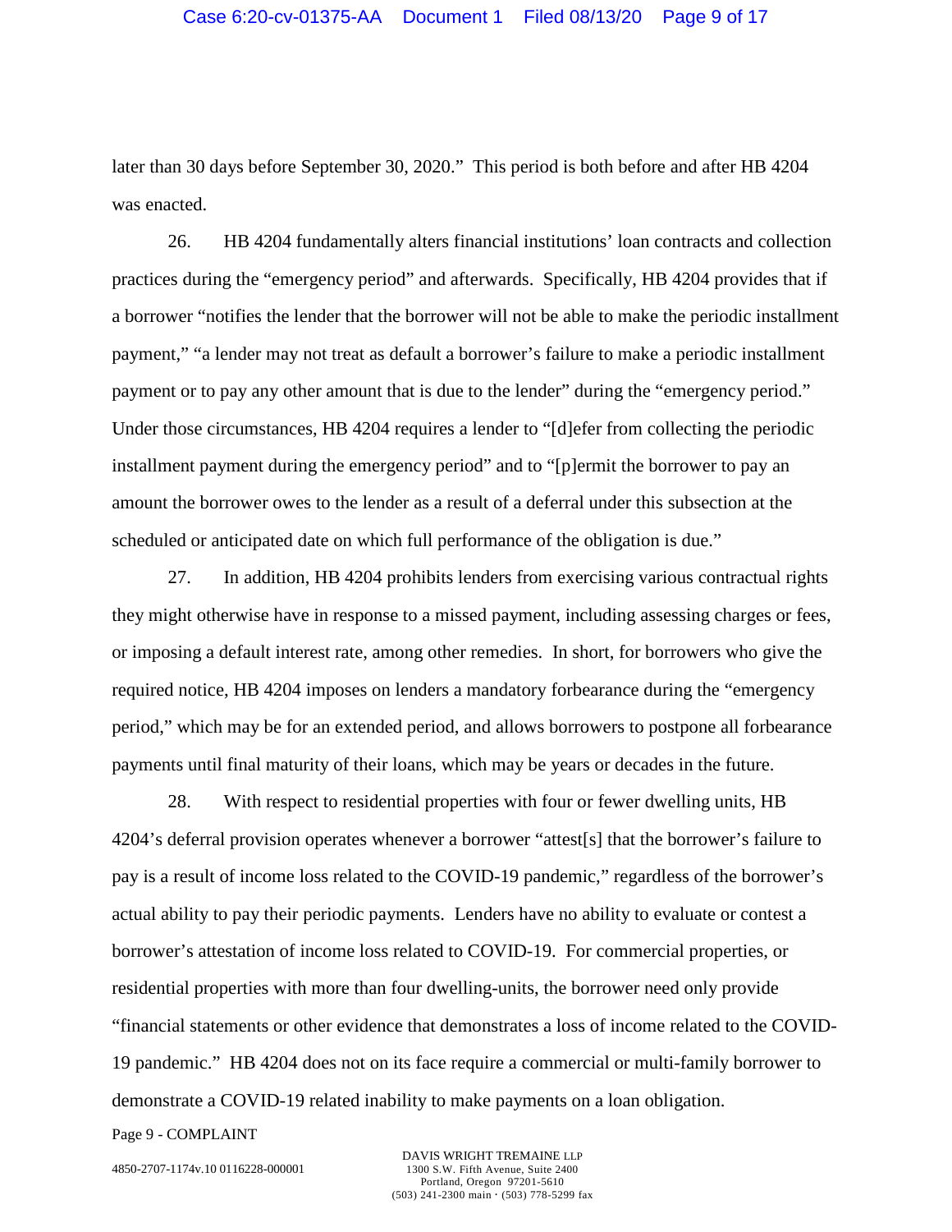later than 30 days before September 30, 2020." This period is both before and after HB 4204 was enacted.

26. HB 4204 fundamentally alters financial institutions' loan contracts and collection practices during the "emergency period" and afterwards. Specifically, HB 4204 provides that if a borrower "notifies the lender that the borrower will not be able to make the periodic installment payment," "a lender may not treat as default a borrower's failure to make a periodic installment payment or to pay any other amount that is due to the lender" during the "emergency period." Under those circumstances, HB 4204 requires a lender to "[d]efer from collecting the periodic installment payment during the emergency period" and to "[p]ermit the borrower to pay an amount the borrower owes to the lender as a result of a deferral under this subsection at the scheduled or anticipated date on which full performance of the obligation is due."

27. In addition, HB 4204 prohibits lenders from exercising various contractual rights they might otherwise have in response to a missed payment, including assessing charges or fees, or imposing a default interest rate, among other remedies. In short, for borrowers who give the required notice, HB 4204 imposes on lenders a mandatory forbearance during the "emergency period," which may be for an extended period, and allows borrowers to postpone all forbearance payments until final maturity of their loans, which may be years or decades in the future.

28. With respect to residential properties with four or fewer dwelling units, HB 4204's deferral provision operates whenever a borrower "attest[s] that the borrower's failure to pay is a result of income loss related to the COVID-19 pandemic," regardless of the borrower's actual ability to pay their periodic payments. Lenders have no ability to evaluate or contest a borrower's attestation of income loss related to COVID-19. For commercial properties, or residential properties with more than four dwelling-units, the borrower need only provide "financial statements or other evidence that demonstrates a loss of income related to the COVID-19 pandemic." HB 4204 does not on its face require a commercial or multi-family borrower to demonstrate a COVID-19 related inability to make payments on a loan obligation.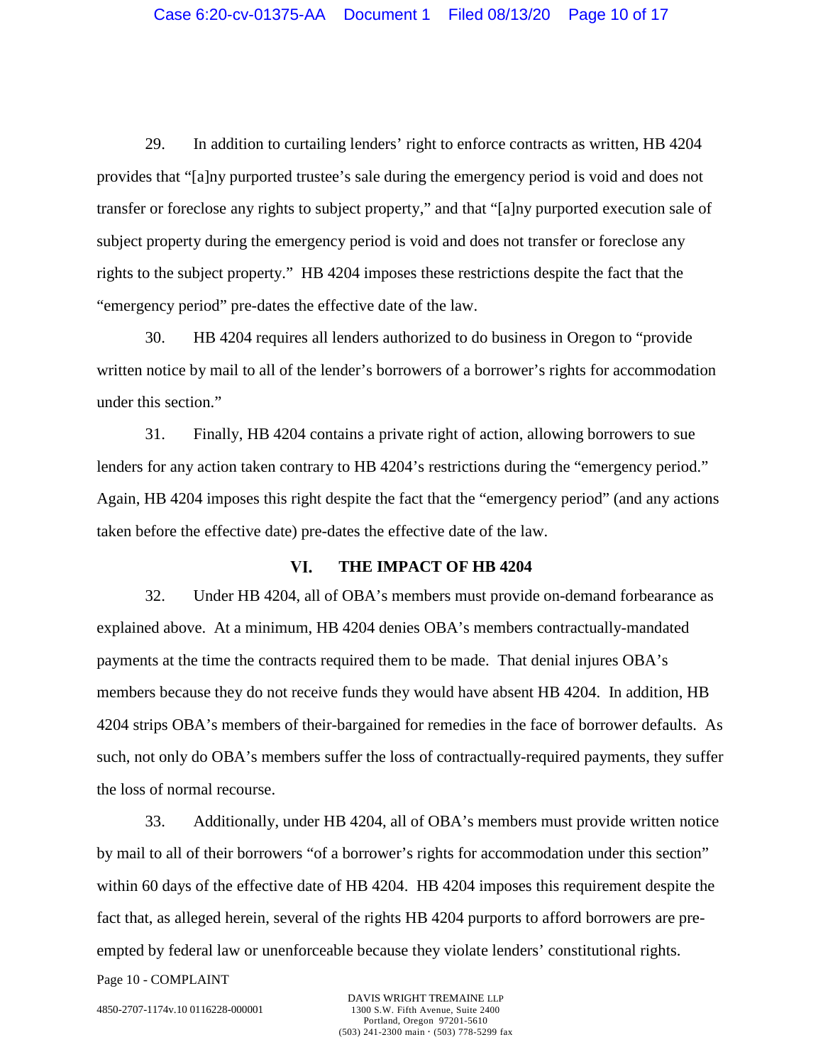29. In addition to curtailing lenders' right to enforce contracts as written, HB 4204 provides that "[a]ny purported trustee's sale during the emergency period is void and does not transfer or foreclose any rights to subject property," and that "[a]ny purported execution sale of subject property during the emergency period is void and does not transfer or foreclose any rights to the subject property." HB 4204 imposes these restrictions despite the fact that the "emergency period" pre-dates the effective date of the law.

30. HB 4204 requires all lenders authorized to do business in Oregon to "provide written notice by mail to all of the lender's borrowers of a borrower's rights for accommodation under this section."

31. Finally, HB 4204 contains a private right of action, allowing borrowers to sue lenders for any action taken contrary to HB 4204's restrictions during the "emergency period." Again, HB 4204 imposes this right despite the fact that the "emergency period" (and any actions taken before the effective date) pre-dates the effective date of the law.

## VI. THE IMPACT OF HB 4204

32. Under HB 4204, all of OBA's members must provide on-demand forbearance as explained above. At a minimum, HB 4204 denies OBA's members contractually-mandated payments at the time the contracts required them to be made. That denial injures OBA's members because they do not receive funds they would have absent HB 4204. In addition, HB 4204 strips OBA's members of their-bargained for remedies in the face of borrower defaults. As such, not only do OBA's members suffer the loss of contractually-required payments, they suffer the loss of normal recourse.

33. Additionally, under HB 4204, all of OBA's members must provide written notice by mail to all of their borrowers "of a borrower's rights for accommodation under this section" within 60 days of the effective date of HB 4204. HB 4204 imposes this requirement despite the fact that, as alleged herein, several of the rights HB 4204 purports to afford borrowers are pre-empted by federal law or unenforceable because they violate lenders' constitutional rights.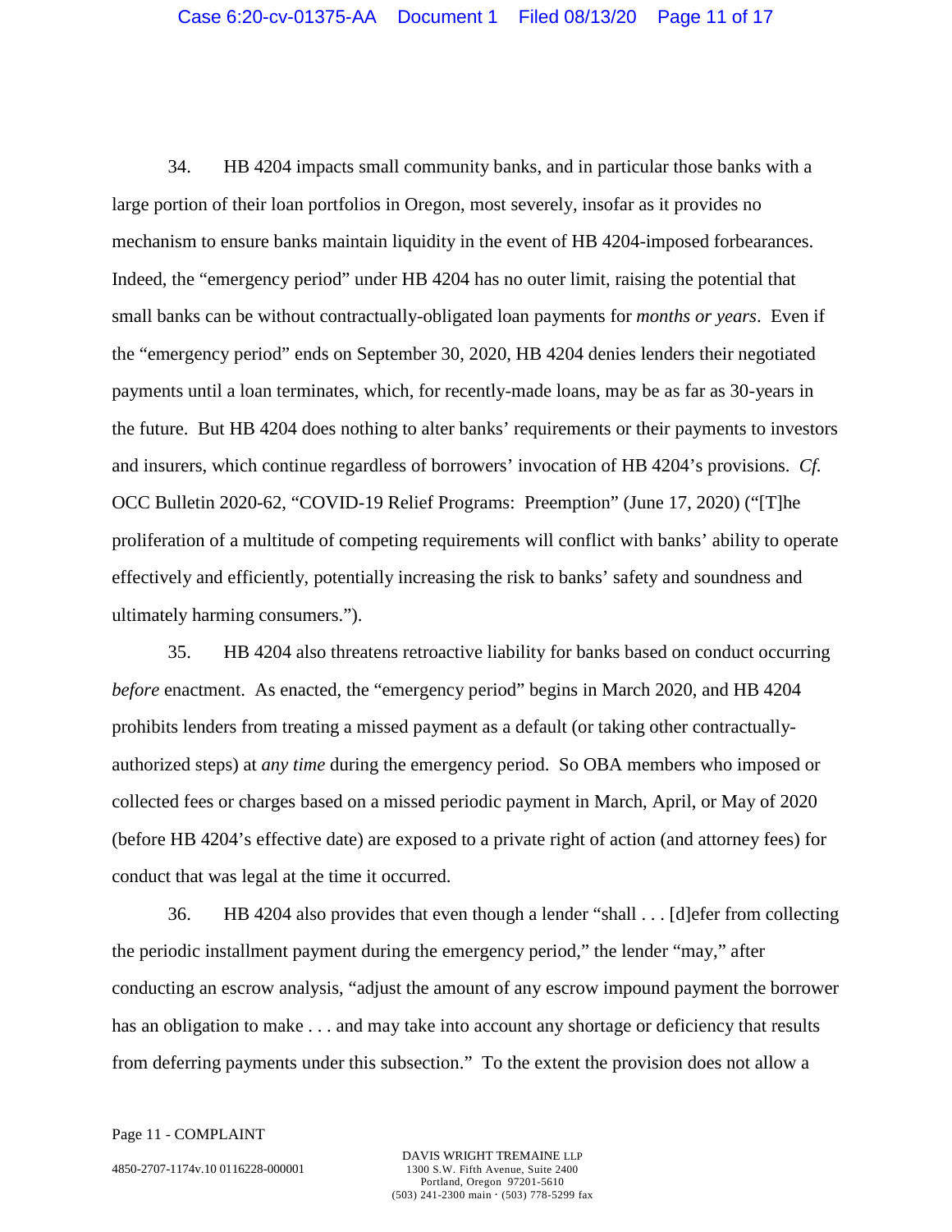34. HB 4204 impacts small community banks, and in particular those banks with a large portion of their loan portfolios in Oregon, most severely, insofar as it provides no mechanism to ensure banks maintain liquidity in the event of HB 4204-imposed forbearances. Indeed, the "emergency period" under HB 4204 has no outer limit, raising the potential that small banks can be without contractually-obligated loan payments for *months or years*. Even if the "emergency period" ends on September 30, 2020, HB 4204 denies lenders their negotiated payments until a loan terminates, which, for recently-made loans, may be as far as 30-years in the future. But HB 4204 does nothing to alter banks' requirements or their payments to investors and insurers, which continue regardless of borrowers' invocation of HB 4204's provisions. *Cf.* OCC Bulletin 2020-62, "COVID-19 Relief Programs: Preemption" (June 17, 2020) ("[T]he proliferation of a multitude of competing requirements will conflict with banks' ability to operate effectively and efficiently, potentially increasing the risk to banks' safety and soundness and ultimately harming consumers.").

35. HB 4204 also threatens retroactive liability for banks based on conduct occurring *before* enactment. As enacted, the "emergency period" begins in March 2020, and HB 4204 prohibits lenders from treating a missed payment as a default (or taking other contractually-authorized steps) at *any time* during the emergency period. So OBA members who imposed or collected fees or charges based on a missed periodic payment in March, April, or May of 2020 (before HB 4204's effective date) are exposed to a private right of action (and attorney fees) for conduct that was legal at the time it occurred.

36. HB 4204 also provides that even though a lender "shall . . . [d]efer from collecting the periodic installment payment during the emergency period," the lender "may," after conducting an escrow analysis, "adjust the amount of any escrow impound payment the borrower has an obligation to make . . . and may take into account any shortage or deficiency that results from deferring payments under this subsection." To the extent the provision does not allow a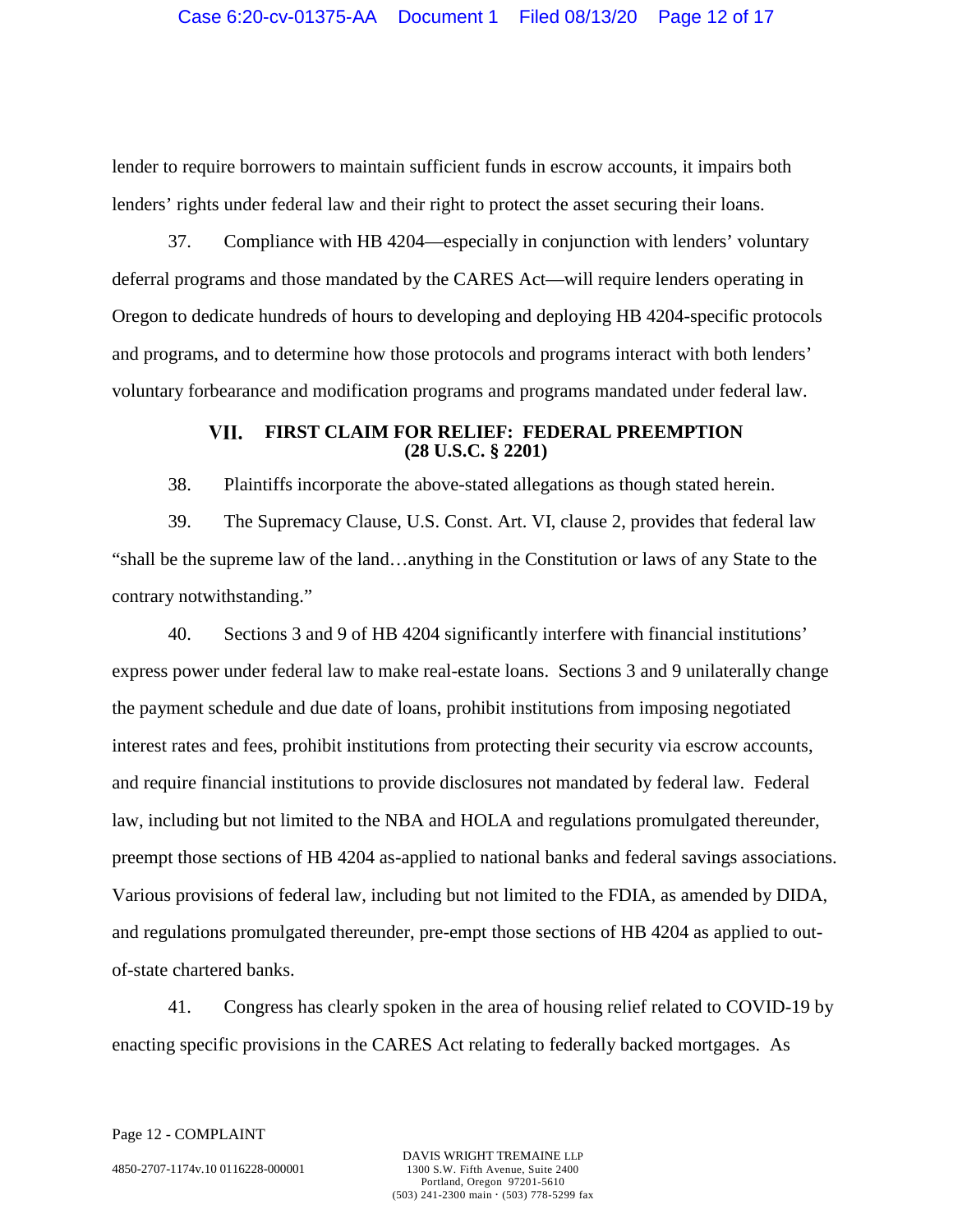lender to require borrowers to maintain sufficient funds in escrow accounts, it impairs both lenders' rights under federal law and their right to protect the asset securing their loans.

37. Compliance with HB 4204—especially in conjunction with lenders' voluntary deferral programs and those mandated by the CARES Act—will require lenders operating in Oregon to dedicate hundreds of hours to developing and deploying HB 4204-specific protocols and programs, and to determine how those protocols and programs interact with both lenders' voluntary forbearance and modification programs and programs mandated under federal law.

## VII. FIRST CLAIM FOR RELIEF: FEDERAL PREEMPTION (28 U.S.C. § 2201)

38. Plaintiffs incorporate the above-stated allegations as though stated herein.

39. The Supremacy Clause, U.S. Const. Art. VI, clause 2, provides that federal law "shall be the supreme law of the land…anything in the Constitution or laws of any State to the contrary notwithstanding."

40. Sections 3 and 9 of HB 4204 significantly interfere with financial institutions' express power under federal law to make real-estate loans. Sections 3 and 9 unilaterally change the payment schedule and due date of loans, prohibit institutions from imposing negotiated interest rates and fees, prohibit institutions from protecting their security via escrow accounts, and require financial institutions to provide disclosures not mandated by federal law. Federal law, including but not limited to the NBA and HOLA and regulations promulgated thereunder, preempt those sections of HB 4204 as-applied to national banks and federal savings associations. Various provisions of federal law, including but not limited to the FDIA, as amended by DIDA, and regulations promulgated thereunder, pre-empt those sections of HB 4204 as applied to out-of-state chartered banks.

41. Congress has clearly spoken in the area of housing relief related to COVID-19 by enacting specific provisions in the CARES Act relating to federally backed mortgages. As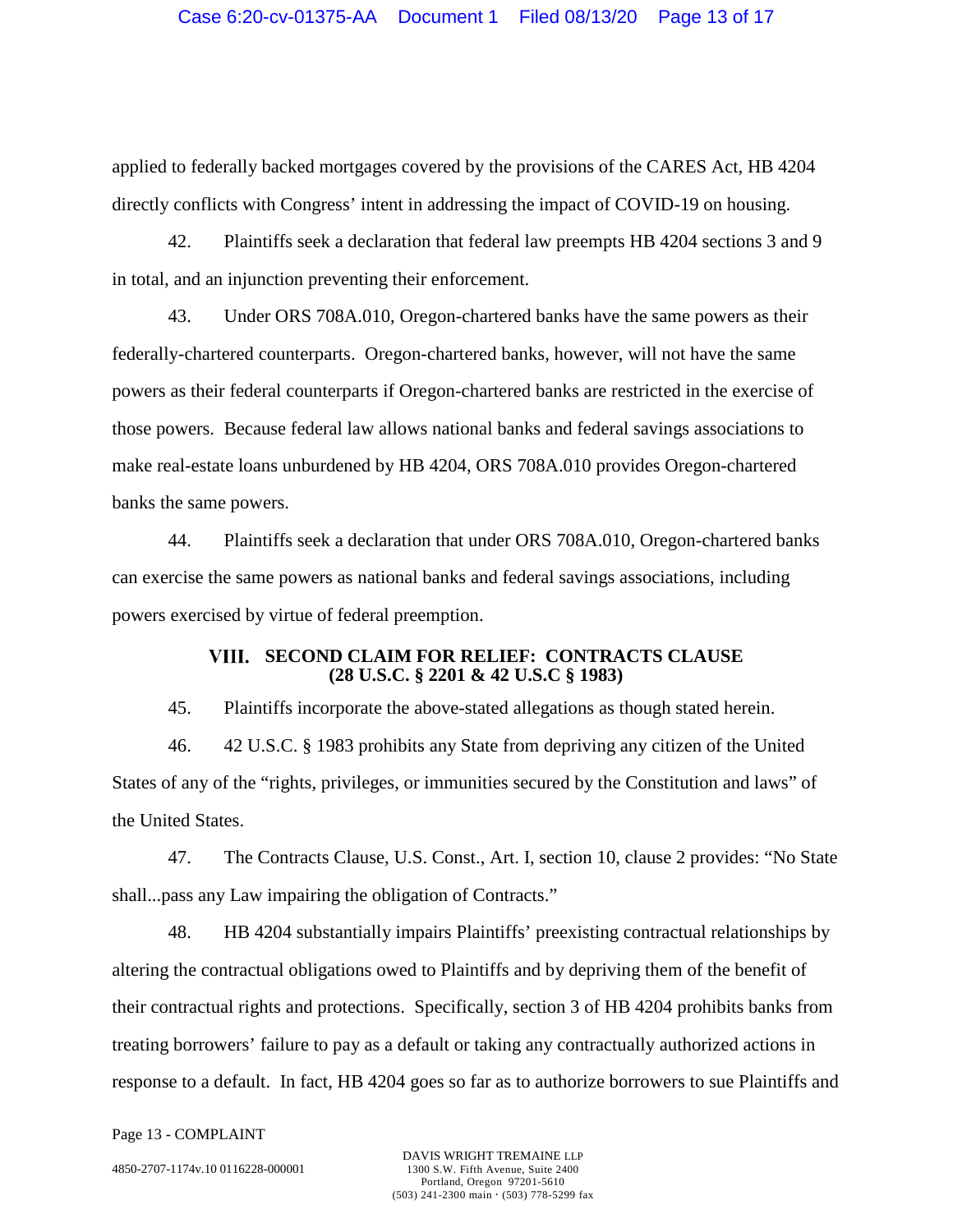applied to federally backed mortgages covered by the provisions of the CARES Act, HB 4204 directly conflicts with Congress' intent in addressing the impact of COVID-19 on housing.

42. Plaintiffs seek a declaration that federal law preempts HB 4204 sections 3 and 9 in total, and an injunction preventing their enforcement.

43. Under ORS 708A.010, Oregon-chartered banks have the same powers as their federally-chartered counterparts. Oregon-chartered banks, however, will not have the same powers as their federal counterparts if Oregon-chartered banks are restricted in the exercise of those powers. Because federal law allows national banks and federal savings associations to make real-estate loans unburdened by HB 4204, ORS 708A.010 provides Oregon-chartered banks the same powers.

44. Plaintiffs seek a declaration that under ORS 708A.010, Oregon-chartered banks can exercise the same powers as national banks and federal savings associations, including powers exercised by virtue of federal preemption.

## VIII. SECOND CLAIM FOR RELIEF: CONTRACTS CLAUSE (28 U.S.C. § 2201 & 42 U.S.C § 1983)

45. Plaintiffs incorporate the above-stated allegations as though stated herein.

46. 42 U.S.C. § 1983 prohibits any State from depriving any citizen of the United States of any of the "rights, privileges, or immunities secured by the Constitution and laws" of the United States.

47. The Contracts Clause, U.S. Const., Art. I, section 10, clause 2 provides: "No State shall...pass any Law impairing the obligation of Contracts."

48. HB 4204 substantially impairs Plaintiffs' preexisting contractual relationships by altering the contractual obligations owed to Plaintiffs and by depriving them of the benefit of their contractual rights and protections. Specifically, section 3 of HB 4204 prohibits banks from treating borrowers' failure to pay as a default or taking any contractually authorized actions in response to a default. In fact, HB 4204 goes so far as to authorize borrowers to sue Plaintiffs and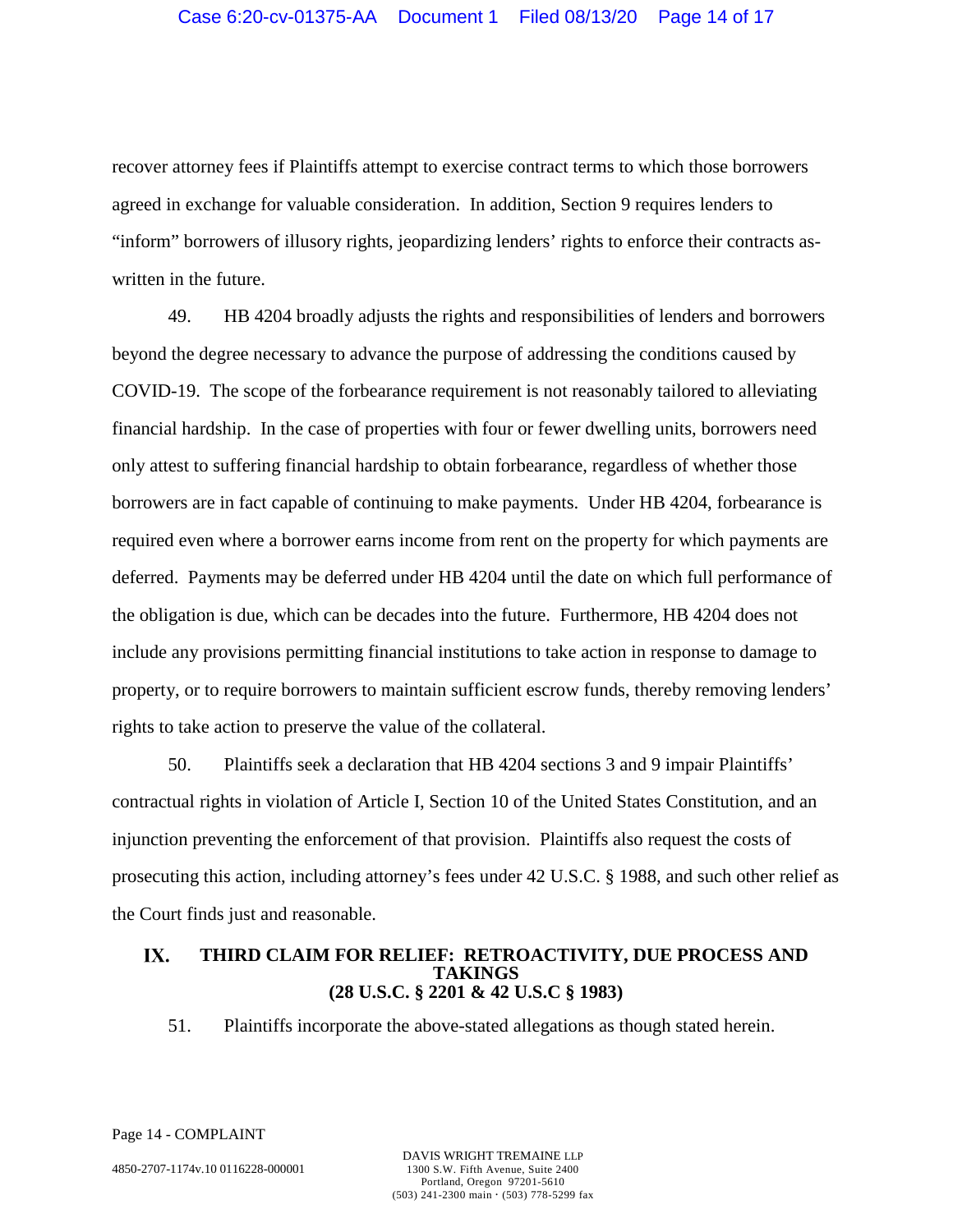recover attorney fees if Plaintiffs attempt to exercise contract terms to which those borrowers agreed in exchange for valuable consideration. In addition, Section 9 requires lenders to "inform" borrowers of illusory rights, jeopardizing lenders' rights to enforce their contracts as-written in the future.

49. HB 4204 broadly adjusts the rights and responsibilities of lenders and borrowers beyond the degree necessary to advance the purpose of addressing the conditions caused by COVID-19. The scope of the forbearance requirement is not reasonably tailored to alleviating financial hardship. In the case of properties with four or fewer dwelling units, borrowers need only attest to suffering financial hardship to obtain forbearance, regardless of whether those borrowers are in fact capable of continuing to make payments. Under HB 4204, forbearance is required even where a borrower earns income from rent on the property for which payments are deferred. Payments may be deferred under HB 4204 until the date on which full performance of the obligation is due, which can be decades into the future. Furthermore, HB 4204 does not include any provisions permitting financial institutions to take action in response to damage to property, or to require borrowers to maintain sufficient escrow funds, thereby removing lenders' rights to take action to preserve the value of the collateral.

50. Plaintiffs seek a declaration that HB 4204 sections 3 and 9 impair Plaintiffs' contractual rights in violation of Article I, Section 10 of the United States Constitution, and an injunction preventing the enforcement of that provision. Plaintiffs also request the costs of prosecuting this action, including attorney's fees under 42 U.S.C. § 1988, and such other relief as the Court finds just and reasonable.

## IX. THIRD CLAIM FOR RELIEF: RETROACTIVITY, DUE PROCESS AND TAKINGS (28 U.S.C. § 2201 & 42 U.S.C § 1983)

51. Plaintiffs incorporate the above-stated allegations as though stated herein.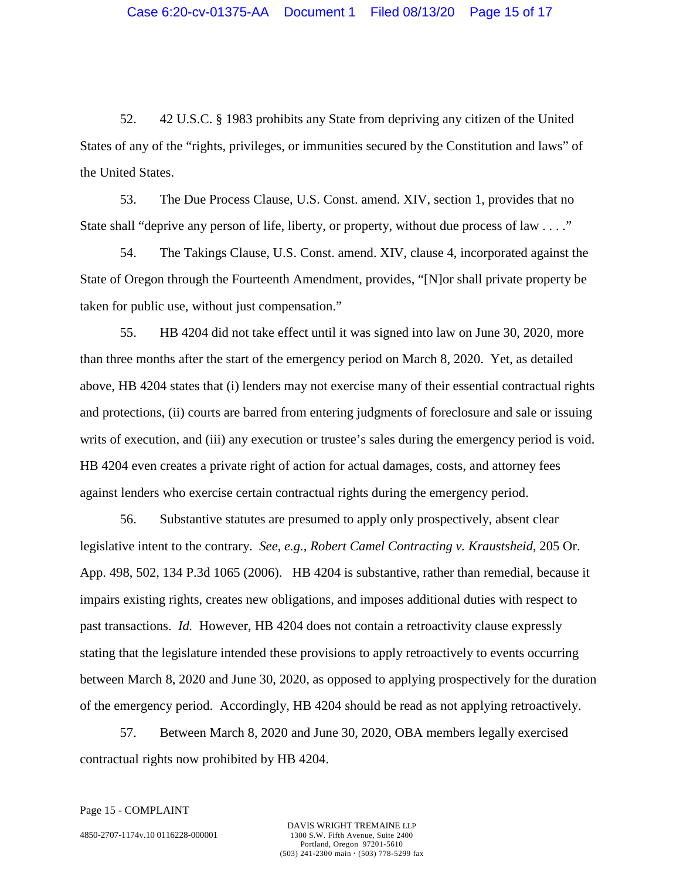52. 42 U.S.C. § 1983 prohibits any State from depriving any citizen of the United States of any of the "rights, privileges, or immunities secured by the Constitution and laws" of the United States.

53. The Due Process Clause, U.S. Const. amend. XIV, section 1, provides that no State shall "deprive any person of life, liberty, or property, without due process of law . . . ."

54. The Takings Clause, U.S. Const. amend. XIV, clause 4, incorporated against the State of Oregon through the Fourteenth Amendment, provides, "[N]or shall private property be taken for public use, without just compensation."

55. HB 4204 did not take effect until it was signed into law on June 30, 2020, more than three months after the start of the emergency period on March 8, 2020. Yet, as detailed above, HB 4204 states that (i) lenders may not exercise many of their essential contractual rights and protections, (ii) courts are barred from entering judgments of foreclosure and sale or issuing writs of execution, and (iii) any execution or trustee's sales during the emergency period is void. HB 4204 even creates a private right of action for actual damages, costs, and attorney fees against lenders who exercise certain contractual rights during the emergency period.

56. Substantive statutes are presumed to apply only prospectively, absent clear legislative intent to the contrary. *See, e.g., Robert Camel Contracting v. Kraustsheid*, 205 Or. App. 498, 502, 134 P.3d 1065 (2006). HB 4204 is substantive, rather than remedial, because it impairs existing rights, creates new obligations, and imposes additional duties with respect to past transactions. *Id.* However, HB 4204 does not contain a retroactivity clause expressly stating that the legislature intended these provisions to apply retroactively to events occurring between March 8, 2020 and June 30, 2020, as opposed to applying prospectively for the duration of the emergency period. Accordingly, HB 4204 should be read as not applying retroactively.

57. Between March 8, 2020 and June 30, 2020, OBA members legally exercised contractual rights now prohibited by HB 4204.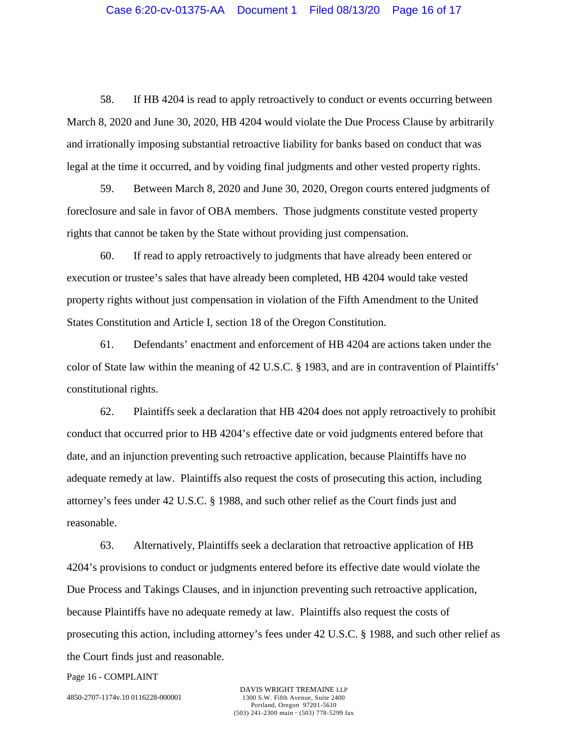58. If HB 4204 is read to apply retroactively to conduct or events occurring between March 8, 2020 and June 30, 2020, HB 4204 would violate the Due Process Clause by arbitrarily and irrationally imposing substantial retroactive liability for banks based on conduct that was legal at the time it occurred, and by voiding final judgments and other vested property rights.

59. Between March 8, 2020 and June 30, 2020, Oregon courts entered judgments of foreclosure and sale in favor of OBA members. Those judgments constitute vested property rights that cannot be taken by the State without providing just compensation.

60. If read to apply retroactively to judgments that have already been entered or execution or trustee's sales that have already been completed, HB 4204 would take vested property rights without just compensation in violation of the Fifth Amendment to the United States Constitution and Article I, section 18 of the Oregon Constitution.

61. Defendants' enactment and enforcement of HB 4204 are actions taken under the color of State law within the meaning of 42 U.S.C. § 1983, and are in contravention of Plaintiffs' constitutional rights.

62. Plaintiffs seek a declaration that HB 4204 does not apply retroactively to prohibit conduct that occurred prior to HB 4204's effective date or void judgments entered before that date, and an injunction preventing such retroactive application, because Plaintiffs have no adequate remedy at law. Plaintiffs also request the costs of prosecuting this action, including attorney's fees under 42 U.S.C. § 1988, and such other relief as the Court finds just and reasonable.

63. Alternatively, Plaintiffs seek a declaration that retroactive application of HB 4204's provisions to conduct or judgments entered before its effective date would violate the Due Process and Takings Clauses, and in injunction preventing such retroactive application, because Plaintiffs have no adequate remedy at law. Plaintiffs also request the costs of prosecuting this action, including attorney's fees under 42 U.S.C. § 1988, and such other relief as the Court finds just and reasonable.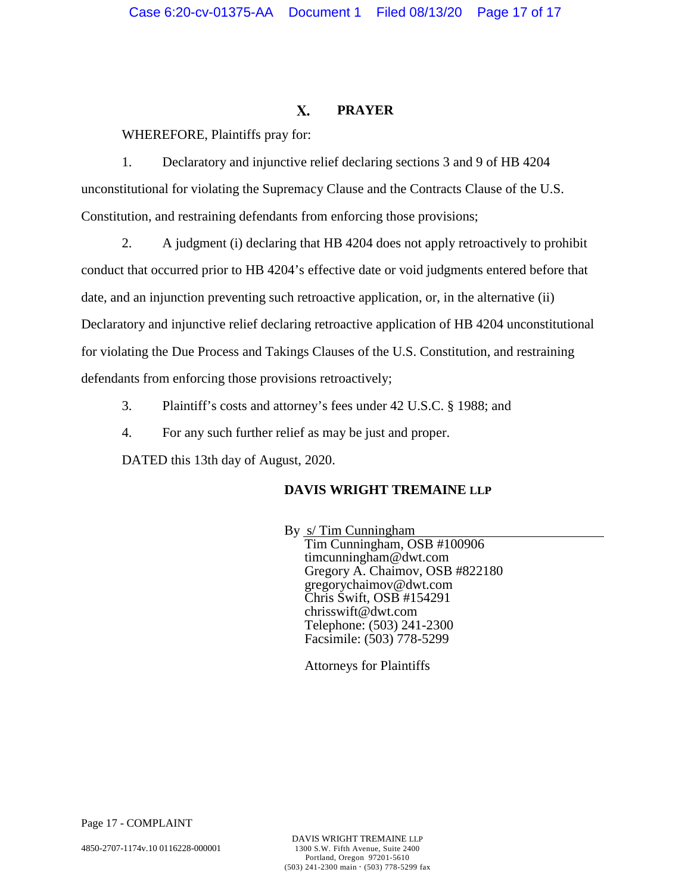## X. PRAYER

WHEREFORE, Plaintiffs pray for:

1. Declaratory and injunctive relief declaring sections 3 and 9 of HB 4204 unconstitutional for violating the Supremacy Clause and the Contracts Clause of the U.S. Constitution, and restraining defendants from enforcing those provisions;

2. A judgment (i) declaring that HB 4204 does not apply retroactively to prohibit conduct that occurred prior to HB 4204's effective date or void judgments entered before that date, and an injunction preventing such retroactive application, or, in the alternative (ii) Declaratory and injunctive relief declaring retroactive application of HB 4204 unconstitutional for violating the Due Process and Takings Clauses of the U.S. Constitution, and restraining defendants from enforcing those provisions retroactively;

3. Plaintiff's costs and attorney's fees under 42 U.S.C. § 1988; and

4. For any such further relief as may be just and proper.

DATED this 13th day of August, 2020.

**DAVIS WRIGHT TREMAINE LLP**

By s/ Tim Cunningham
Tim Cunningham, OSB #100906
timcunningham@dwt.com
Gregory A. Chaimov, OSB #822180
gregorychaimov@dwt.com
Chris Swift, OSB #154291
chrisswift@dwt.com
Telephone: (503) 241-2300
Facsimile: (503) 778-5299

Attorneys for Plaintiffs

Page 17 - COMPLAINT

4850-2707-1174v.10 0116228-000001

DAVIS WRIGHT TREMAINE LLP
1300 S.W. Fifth Avenue, Suite 2400
Portland, Oregon 97201-5610
(503) 241-2300 main · (503) 778-5299 fax